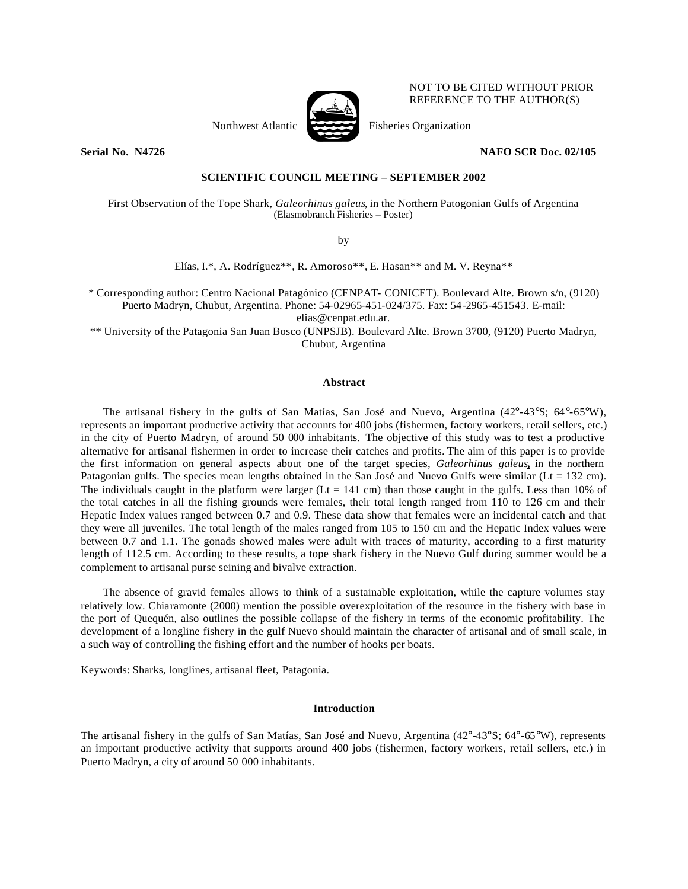NOT TO BE CITED WITHOUT PRIOR REFERENCE TO THE AUTHOR(S)

Northwest Atlantic Fisheries Organization

**Serial No. N4726** **NAFO SCR Doc. 02/105**

**SCIENTIFIC COUNCIL MEETING – SEPTEMBER 2002**

# First Observation of the Tope Shark, *Galeorhinus galeus*, in the Northern Patogonian Gulfs of Argentina

(Elasmobranch Fisheries – Poster)

by

Elías, I.*, A. Rodríguez**, R. Amoroso**, E. Hasan** and M. V. Reyna**

\* Corresponding author: Centro Nacional Patagónico (CENPAT- CONICET). Boulevard Alte. Brown s/n, (9120) Puerto Madryn, Chubut, Argentina. Phone: 54-02965-451-024/375. Fax: 54-2965-451543. E-mail: elias@cenpat.edu.ar.

\** University of the Patagonia San Juan Bosco (UNPSJB). Boulevard Alte. Brown 3700, (9120) Puerto Madryn, Chubut, Argentina

## Abstract

The artisanal fishery in the gulfs of San Matías, San José and Nuevo, Argentina (42°-43°S; 64°-65°W), represents an important productive activity that accounts for 400 jobs (fishermen, factory workers, retail sellers, etc.) in the city of Puerto Madryn, of around 50 000 inhabitants. The objective of this study was to test a productive alternative for artisanal fishermen in order to increase their catches and profits. The aim of this paper is to provide the first information on general aspects about one of the target species, *Galeorhinus galeus*, in the northern Patagonian gulfs. The species mean lengths obtained in the San José and Nuevo Gulfs were similar (Lt = 132 cm). The individuals caught in the platform were larger (Lt = 141 cm) than those caught in the gulfs. Less than 10% of the total catches in all the fishing grounds were females, their total length ranged from 110 to 126 cm and their Hepatic Index values ranged between 0.7 and 0.9. These data show that females were an incidental catch and that they were all juveniles. The total length of the males ranged from 105 to 150 cm and the Hepatic Index values were between 0.7 and 1.1. The gonads showed males were adult with traces of maturity, according to a first maturity length of 112.5 cm. According to these results, a tope shark fishery in the Nuevo Gulf during summer would be a complement to artisanal purse seining and bivalve extraction.

The absence of gravid females allows to think of a sustainable exploitation, while the capture volumes stay relatively low. Chiaramonte (2000) mention the possible overexploitation of the resource in the fishery with base in the port of Quequén, also outlines the possible collapse of the fishery in terms of the economic profitability. The development of a longline fishery in the gulf Nuevo should maintain the character of artisanal and of small scale, in a such way of controlling the fishing effort and the number of hooks per boats.

Keywords: Sharks, longlines, artisanal fleet, Patagonia.

## Introduction

The artisanal fishery in the gulfs of San Matías, San José and Nuevo, Argentina (42°-43°S; 64°-65°W), represents an important productive activity that supports around 400 jobs (fishermen, factory workers, retail sellers, etc.) in Puerto Madryn, a city of around 50 000 inhabitants.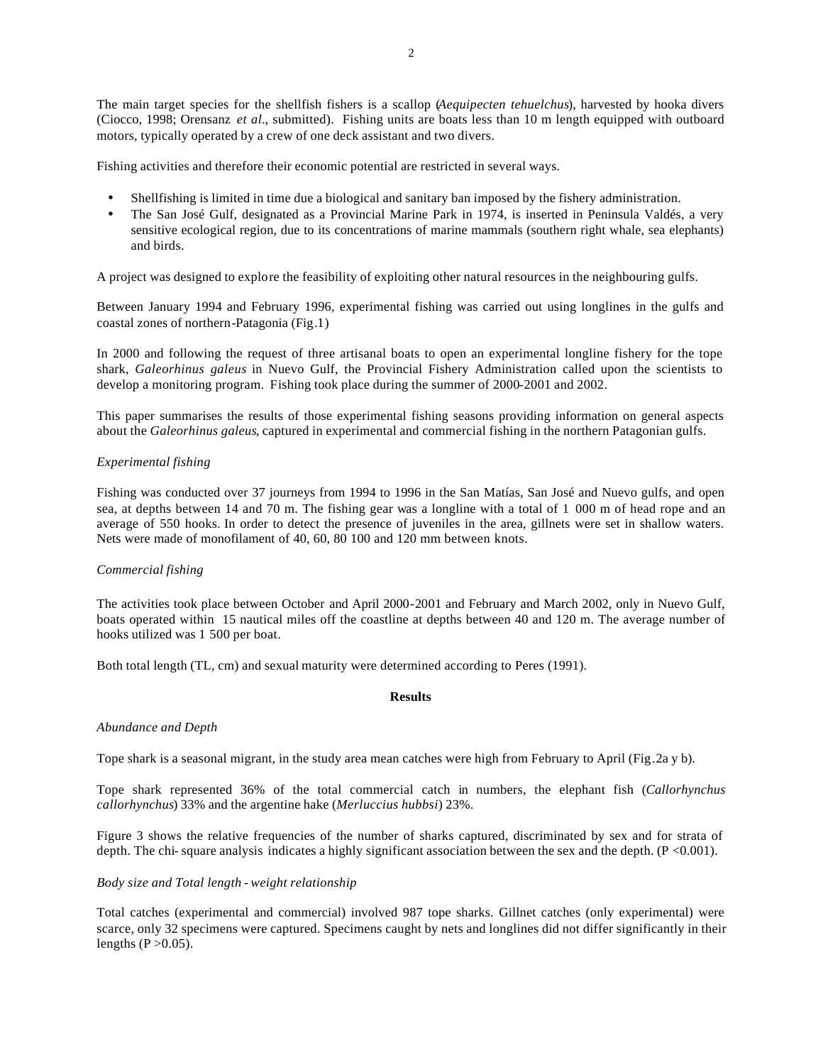The main target species for the shellfish fishers is a scallop (*Aequipecten tehuelchus*), harvested by hooka divers (Ciocco, 1998; Orensanz *et al*., submitted). Fishing units are boats less than 10 m length equipped with outboard motors, typically operated by a crew of one deck assistant and two divers.

Fishing activities and therefore their economic potential are restricted in several ways.

- Shellfishing is limited in time due a biological and sanitary ban imposed by the fishery administration.
- The San José Gulf, designated as a Provincial Marine Park in 1974, is inserted in Peninsula Valdés, a very sensitive ecological region, due to its concentrations of marine mammals (southern right whale, sea elephants) and birds.

A project was designed to explore the feasibility of exploiting other natural resources in the neighbouring gulfs.

Between January 1994 and February 1996, experimental fishing was carried out using longlines in the gulfs and coastal zones of northern-Patagonia (Fig.1)

In 2000 and following the request of three artisanal boats to open an experimental longline fishery for the tope shark, *Galeorhinus galeus* in Nuevo Gulf, the Provincial Fishery Administration called upon the scientists to develop a monitoring program. Fishing took place during the summer of 2000-2001 and 2002.

This paper summarises the results of those experimental fishing seasons providing information on general aspects about the *Galeorhinus galeus*, captured in experimental and commercial fishing in the northern Patagonian gulfs.

*Experimental fishing*

Fishing was conducted over 37 journeys from 1994 to 1996 in the San Matías, San José and Nuevo gulfs, and open sea, at depths between 14 and 70 m. The fishing gear was a longline with a total of 1 000 m of head rope and an average of 550 hooks. In order to detect the presence of juveniles in the area, gillnets were set in shallow waters. Nets were made of monofilament of 40, 60, 80 100 and 120 mm between knots.

*Commercial fishing*

The activities took place between October and April 2000-2001 and February and March 2002, only in Nuevo Gulf, boats operated within 15 nautical miles off the coastline at depths between 40 and 120 m. The average number of hooks utilized was 1 500 per boat.

Both total length (TL, cm) and sexual maturity were determined according to Peres (1991).

## Results

*Abundance and Depth*

Tope shark is a seasonal migrant, in the study area mean catches were high from February to April (Fig.2a y b).

Tope shark represented 36% of the total commercial catch in numbers, the elephant fish (*Callorhynchus callorhynchus*) 33% and the argentine hake (*Merluccius hubbsi*) 23%.

Figure 3 shows the relative frequencies of the number of sharks captured, discriminated by sex and for strata of depth. The chi-square analysis indicates a highly significant association between the sex and the depth. ($P < 0.001$).

*Body size and Total length - weight relationship*

Total catches (experimental and commercial) involved 987 tope sharks. Gillnet catches (only experimental) were scarce, only 32 specimens were captured. Specimens caught by nets and longlines did not differ significantly in their lengths ($P > 0.05$).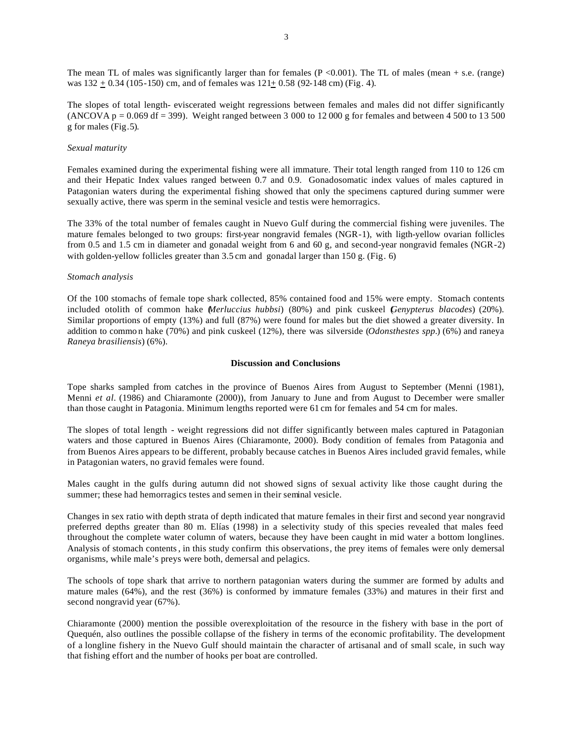The mean TL of males was significantly larger than for females ($P < 0.001$). The TL of males (mean + s.e. (range) was $132 \pm 0.34$ (105-150) cm, and of females was $121 \pm 0.58$ (92-148 cm) (Fig. 4).

The slopes of total length- eviscerated weight regressions between females and males did not differ significantly (ANCOVA $p = 0.069$ df = 399). Weight ranged between 3 000 to 12 000 g for females and between 4 500 to 13 500 g for males (Fig.5).

*Sexual maturity*

Females examined during the experimental fishing were all immature. Their total length ranged from 110 to 126 cm and their Hepatic Index values ranged between 0.7 and 0.9. Gonadosomatic index values of males captured in Patagonian waters during the experimental fishing showed that only the specimens captured during summer were sexually active, there was sperm in the seminal vesicle and testis were hemorragics.

The 33% of the total number of females caught in Nuevo Gulf during the commercial fishing were juveniles. The mature females belonged to two groups: first-year nongravid females (NGR-1), with ligth-yellow ovarian follicles from 0.5 and 1.5 cm in diameter and gonadal weight from 6 and 60 g, and second-year nongravid females (NGR-2) with golden-yellow follicles greater than 3.5 cm and gonadal larger than 150 g. (Fig. 6)

*Stomach analysis*

Of the 100 stomachs of female tope shark collected, 85% contained food and 15% were empty. Stomach contents included otolith of common hake (*Merluccius hubbsi*) (80%) and pink cuskeel (*Genypterus blacodes*) (20%). Similar proportions of empty (13%) and full (87%) were found for males but the diet showed a greater diversity. In addition to common hake (70%) and pink cuskeel (12%), there was silverside (*Odonsthestes spp*.) (6%) and raneya *Raneya brasiliensis*) (6%).

## Discussion and Conclusions

Tope sharks sampled from catches in the province of Buenos Aires from August to September (Menni (1981), Menni *et al*. (1986) and Chiaramonte (2000)), from January to June and from August to December were smaller than those caught in Patagonia. Minimum lengths reported were 61 cm for females and 54 cm for males.

The slopes of total length - weight regressions did not differ significantly between males captured in Patagonian waters and those captured in Buenos Aires (Chiaramonte, 2000). Body condition of females from Patagonia and from Buenos Aires appears to be different, probably because catches in Buenos Aires included gravid females, while in Patagonian waters, no gravid females were found.

Males caught in the gulfs during autumn did not showed signs of sexual activity like those caught during the summer; these had hemorragics testes and semen in their seminal vesicle.

Changes in sex ratio with depth strata of depth indicated that mature females in their first and second year nongravid preferred depths greater than 80 m. Elías (1998) in a selectivity study of this species revealed that males feed throughout the complete water column of waters, because they have been caught in mid water a bottom longlines. Analysis of stomach contents, in this study confirm this observations, the prey items of females were only demersal organisms, while male's preys were both, demersal and pelagics.

The schools of tope shark that arrive to northern patagonian waters during the summer are formed by adults and mature males (64%), and the rest (36%) is conformed by immature females (33%) and matures in their first and second nongravid year (67%).

Chiaramonte (2000) mention the possible overexploitation of the resource in the fishery with base in the port of Quequén, also outlines the possible collapse of the fishery in terms of the economic profitability. The development of a longline fishery in the Nuevo Gulf should maintain the character of artisanal and of small scale, in such way that fishing effort and the number of hooks per boat are controlled.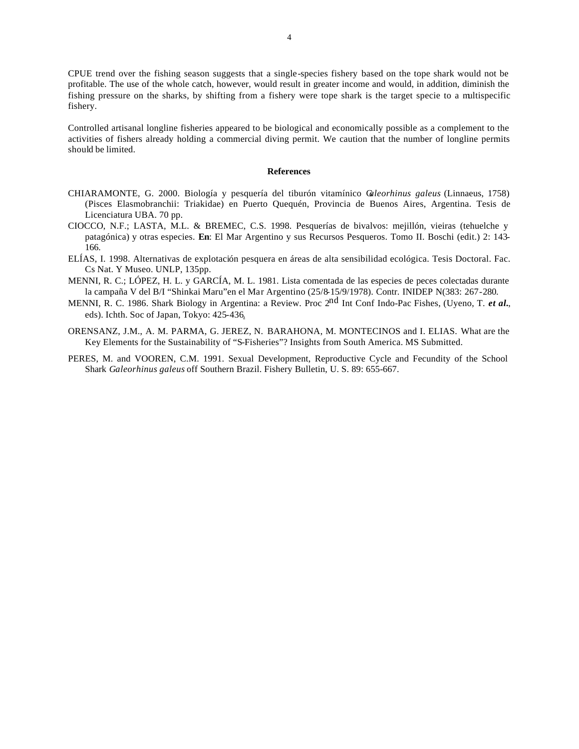CPUE trend over the fishing season suggests that a single-species fishery based on the tope shark would not be profitable. The use of the whole catch, however, would result in greater income and would, in addition, diminish the fishing pressure on the sharks, by shifting from a fishery were tope shark is the target specie to a multispecific fishery.

Controlled artisanal longline fisheries appeared to be biological and economically possible as a complement to the activities of fishers already holding a commercial diving permit. We caution that the number of longline permits should be limited.

### References

CHIARAMONTE, G. 2000. Biología y pesquería del tiburón vitamínico *Galeorhinus galeus* (Linnaeus, 1758) (Pisces Elasmobranchii: Triakidae) en Puerto Quequén, Provincia de Buenos Aires, Argentina. Tesis de Licenciatura UBA. 70 pp.

CIOCCO, N.F.; LASTA, M.L. & BREMEC, C.S. 1998. Pesquerías de bivalvos: mejillón, vieiras (tehuelche y patagónica) y otras especies. **En**: El Mar Argentino y sus Recursos Pesqueros. Tomo II. Boschi (edit.) 2: 143-166.

ELÍAS, I. 1998. Alternativas de explotación pesquera en áreas de alta sensibilidad ecológica. Tesis Doctoral. Fac. Cs Nat. Y Museo. UNLP, 135pp.

MENNI, R. C.; LÓPEZ, H. L. y GARCÍA, M. L. 1981. Lista comentada de las especies de peces colectadas durante la campaña V del B/I "Shinkai Maru"en el Mar Argentino (25/8-15/9/1978). Contr. INIDEP N(383: 267-280.

MENNI, R. C. 1986. Shark Biology in Argentina: a Review. Proc 2nd Int Conf Indo-Pac Fishes, (Uyeno, T. ***et al.***, eds). Ichth. Soc of Japan, Tokyo: 425-436.

ORENSANZ, J.M., A. M. PARMA, G. JEREZ, N. BARAHONA, M. MONTECINOS and I. ELIAS. What are the Key Elements for the Sustainability of "S-Fisheries"? Insights from South America. MS Submitted.

PERES, M. and VOOREN, C.M. 1991. Sexual Development, Reproductive Cycle and Fecundity of the School Shark *Galeorhinus galeus* off Southern Brazil. Fishery Bulletin, U. S. 89: 655-667.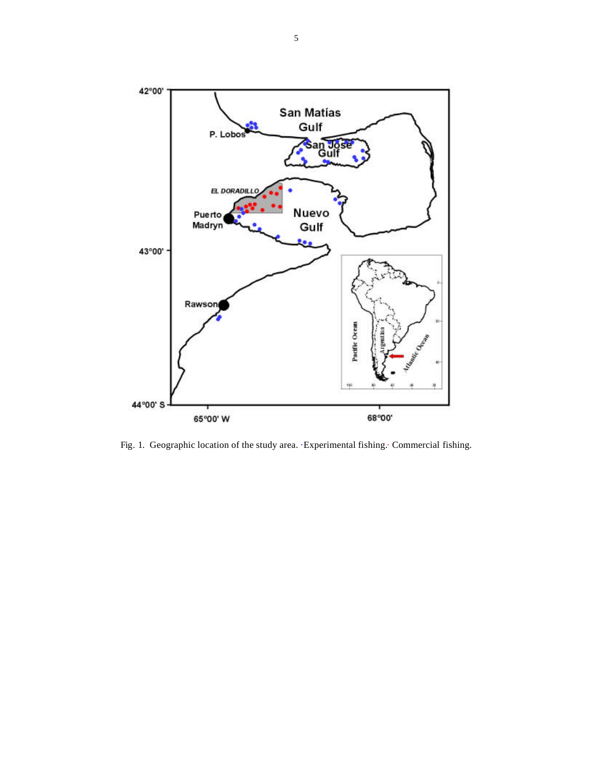Fig. 1. Geographic location of the study area. ·Experimental fishing.· Commercial fishing.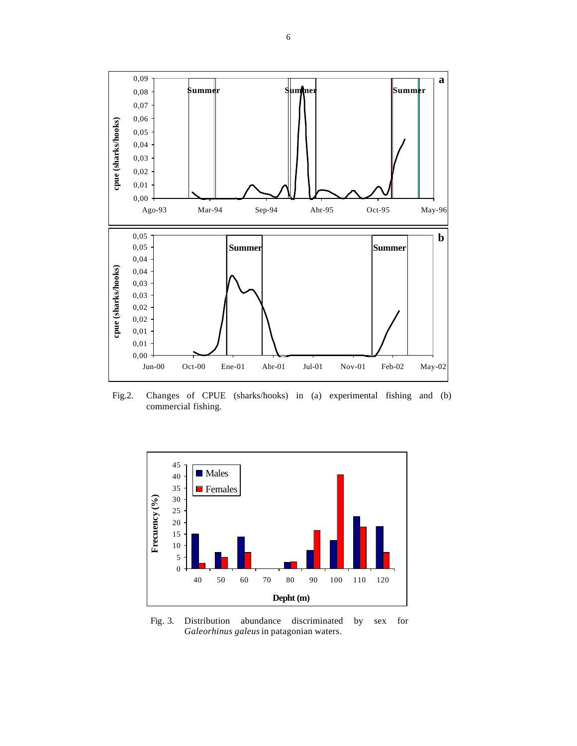Fig.2. Changes of CPUE (sharks/hooks) in (a) experimental fishing and (b) commercial fishing.

Fig. 3. Distribution abundance discriminated by sex for *Galeorhinus galeus* in patagonian waters.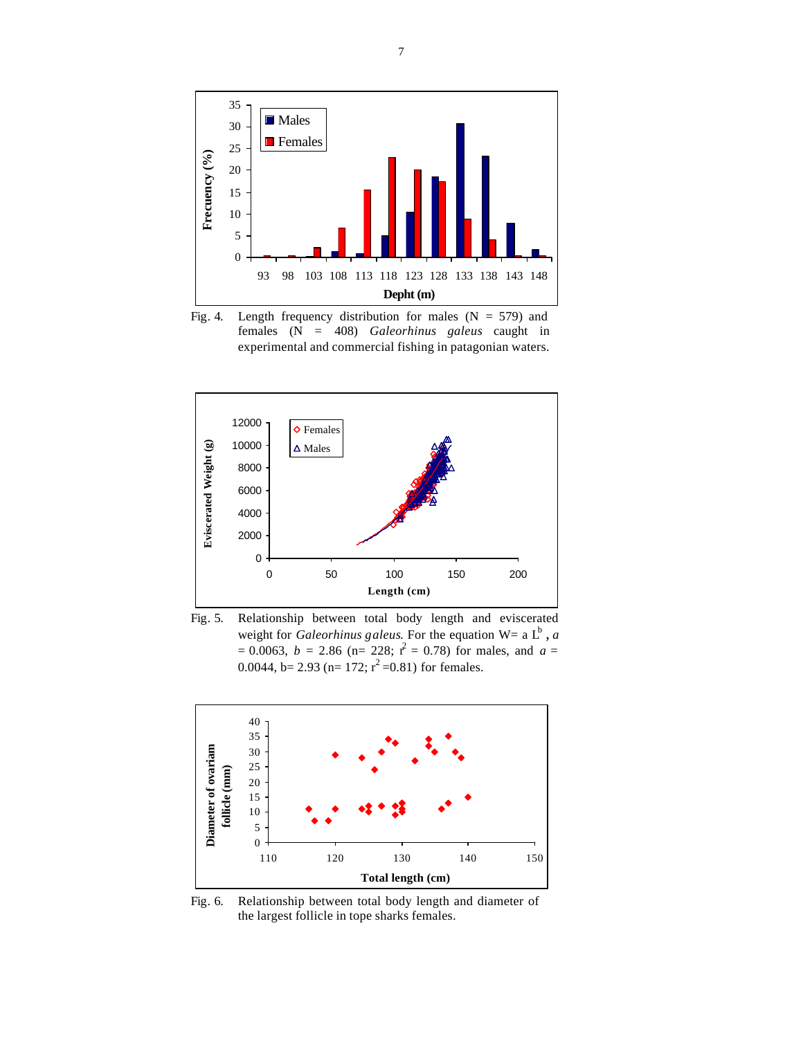35
30
25
20
15
10
5
0

Frecuency (%)

Males
Females

93 98 103 108 113 118 123 128 133 138 143 148

Depht (m)

Fig. 4. Length frequency distribution for males (N = 579) and females (N = 408) *Galeorhinus galeus* caught in experimental and commercial fishing in patagonian waters.

12000
10000
8000
6000
4000
2000
0

Eviscerated Weight (g)

Females
Males

0 50 100 150 200

Length (cm)

Fig. 5. Relationship between total body length and eviscerated weight for *Galeorhinus galeus*. For the equation $W = a L^b$, $a = 0.0063$, $b = 2.86$ (n= 228; $r^2 = 0.78$) for males, and $a = 0.0044$, b= 2.93 (n= 172; $r^2 = 0.81$) for females.

40
35
30
25
20
15
10
5
0

Diameter of ovariam follicle (mm)

110 120 130 140 150

Total length (cm)

Fig. 6. Relationship between total body length and diameter of the largest follicle in tope sharks females.